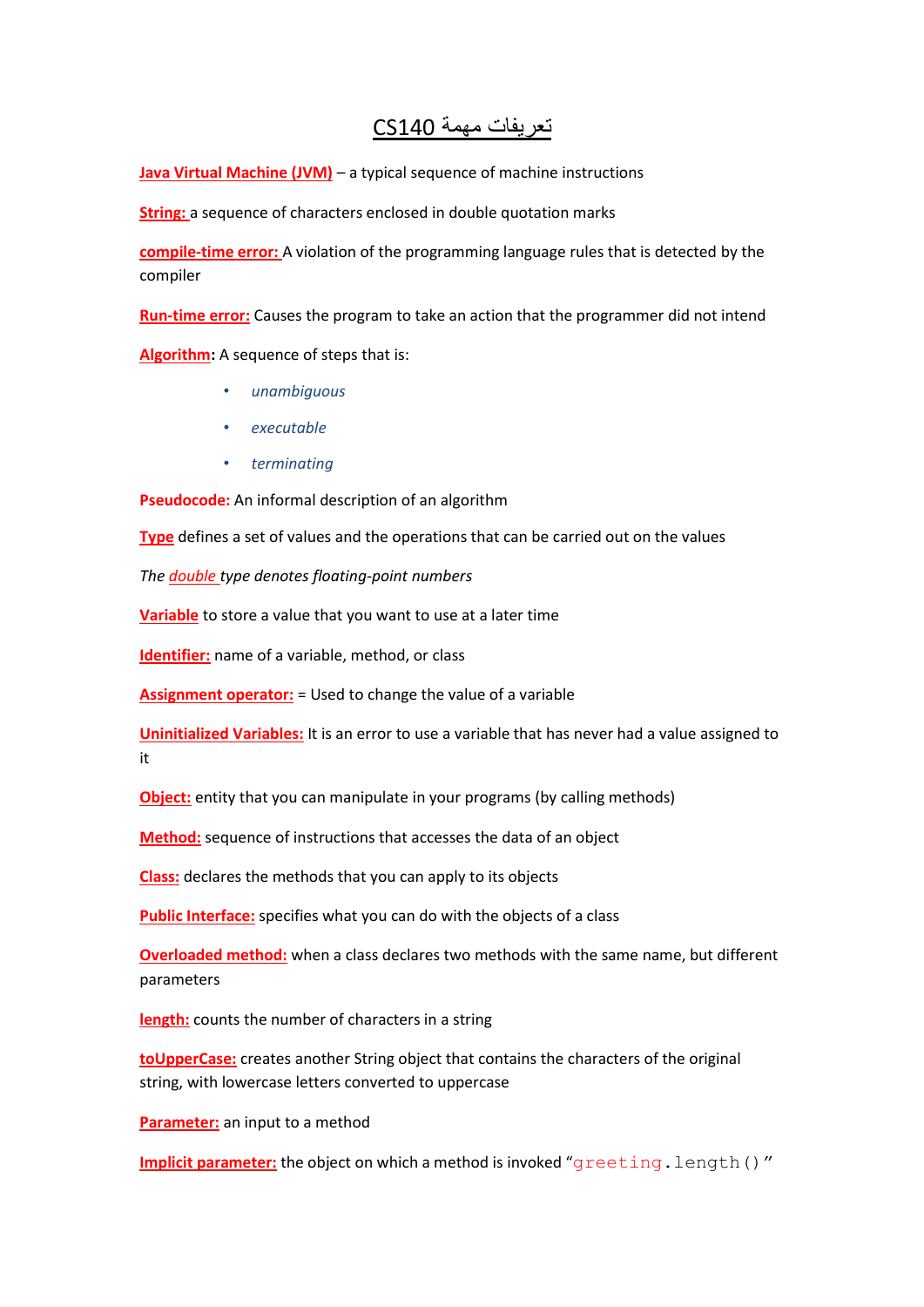# تعريفات مهمة CS140

**Java Virtual Machine (JVM)** – a typical sequence of machine instructions

**String:** a sequence of characters enclosed in double quotation marks

**compile-time error:** A violation of the programming language rules that is detected by the compiler

**Run-time error:** Causes the program to take an action that the programmer did not intend

**Algorithm:** A sequence of steps that is:

- *unambiguous*
- *executable*
- *terminating*

**Pseudocode:** An informal description of an algorithm

**Type** defines a set of values and the operations that can be carried out on the values

*The double type denotes floating-point numbers*

**Variable** to store a value that you want to use at a later time

**Identifier:** name of a variable, method, or class

**Assignment operator:** = Used to change the value of a variable

**Uninitialized Variables:** It is an error to use a variable that has never had a value assigned to it

**Object:** entity that you can manipulate in your programs (by calling methods)

**Method:** sequence of instructions that accesses the data of an object

**Class:** declares the methods that you can apply to its objects

**Public Interface:** specifies what you can do with the objects of a class

**Overloaded method:** when a class declares two methods with the same name, but different parameters

**length:** counts the number of characters in a string

**toUpperCase:** creates another String object that contains the characters of the original string, with lowercase letters converted to uppercase

**Parameter:** an input to a method

**Implicit parameter:** the object on which a method is invoked "`greeting.length()`"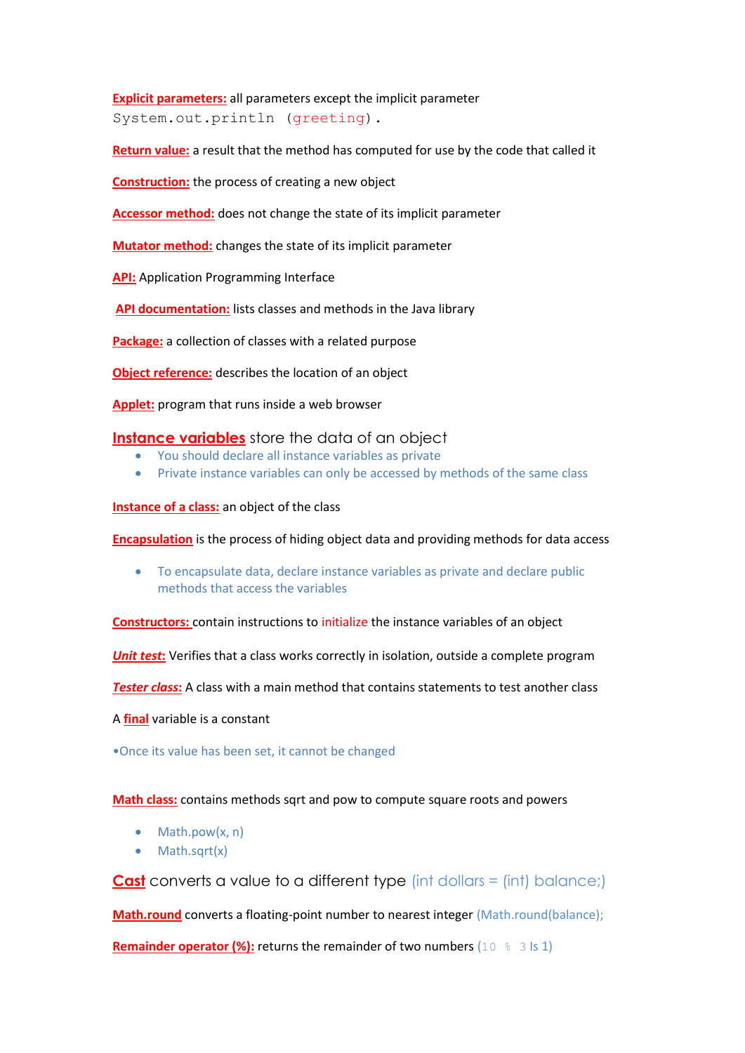**Explicit parameters:** all parameters except the implicit parameter
`System.out.println (greeting).`

**Return value:** a result that the method has computed for use by the code that called it

**Construction:** the process of creating a new object

**Accessor method:** does not change the state of its implicit parameter

**Mutator method:** changes the state of its implicit parameter

**API:** Application Programming Interface

**API documentation:** lists classes and methods in the Java library

**Package:** a collection of classes with a related purpose

**Object reference:** describes the location of an object

**Applet:** program that runs inside a web browser

**Instance variables** store the data of an object

- You should declare all instance variables as private
- Private instance variables can only be accessed by methods of the same class

**Instance of a class:** an object of the class

**Encapsulation** is the process of hiding object data and providing methods for data access

- To encapsulate data, declare instance variables as private and declare public methods that access the variables

**Constructors:** contain instructions to initialize the instance variables of an object

***Unit test*:** Verifies that a class works correctly in isolation, outside a complete program

***Tester class*:** A class with a main method that contains statements to test another class

A **final** variable is a constant

•Once its value has been set, it cannot be changed

**Math class:** contains methods sqrt and pow to compute square roots and powers

- Math.pow(x, n)
- Math.sqrt(x)

**Cast** converts a value to a different type (int dollars = (int) balance;)

**Math.round** converts a floating-point number to nearest integer (Math.round(balance);

**Remainder operator (%):** returns the remainder of two numbers (10 % 3 Is 1)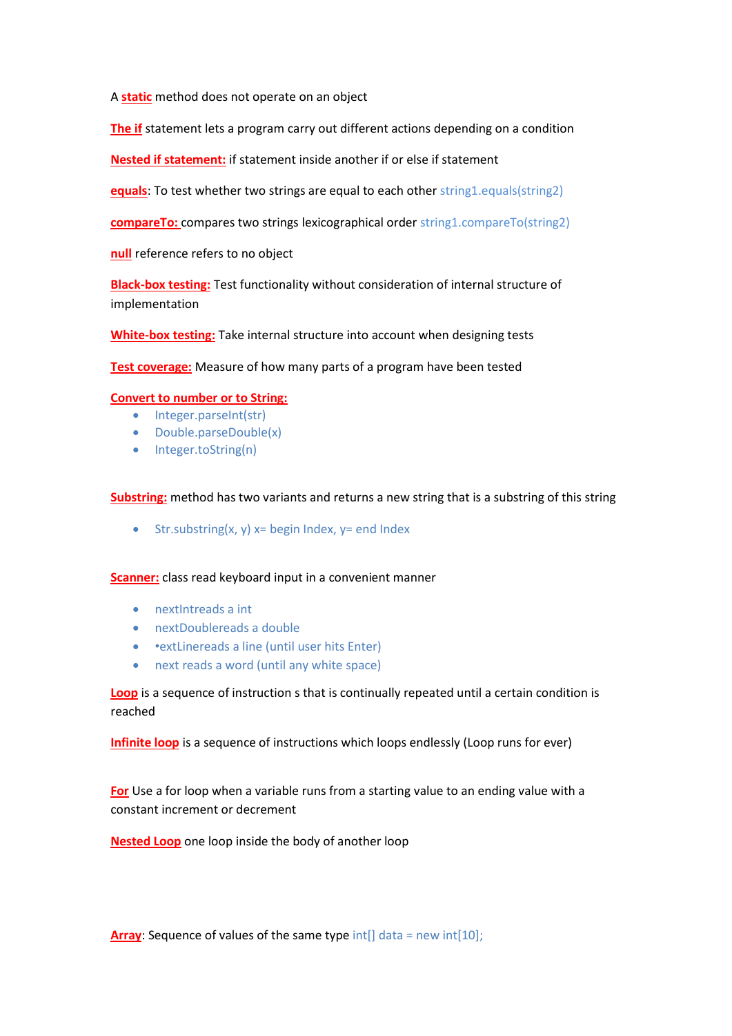A **static** method does not operate on an object

**The if** statement lets a program carry out different actions depending on a condition

**Nested if statement:** if statement inside another if or else if statement

**equals**: To test whether two strings are equal to each other string1.equals(string2)

**compareTo:** compares two strings lexicographical order string1.compareTo(string2)

**null** reference refers to no object

**Black-box testing:** Test functionality without consideration of internal structure of implementation

**White-box testing:** Take internal structure into account when designing tests

**Test coverage:** Measure of how many parts of a program have been tested

**Convert to number or to String:**

- Integer.parseInt(str)
- Double.parseDouble(x)
- Integer.toString(n)

**Substring:** method has two variants and returns a new string that is a substring of this string

- Str.substring(x, y) x= begin Index, y= end Index

**Scanner:** class read keyboard input in a convenient manner

- nextIntreads a int
- nextDoublereads a double
- •extLinereads a line (until user hits Enter)
- next reads a word (until any white space)

**Loop** is a sequence of instruction s that is continually repeated until a certain condition is reached

**Infinite loop** is a sequence of instructions which loops endlessly (Loop runs for ever)

**For** Use a for loop when a variable runs from a starting value to an ending value with a constant increment or decrement

**Nested Loop** one loop inside the body of another loop

**Array**: Sequence of values of the same type int[] data = new int[10];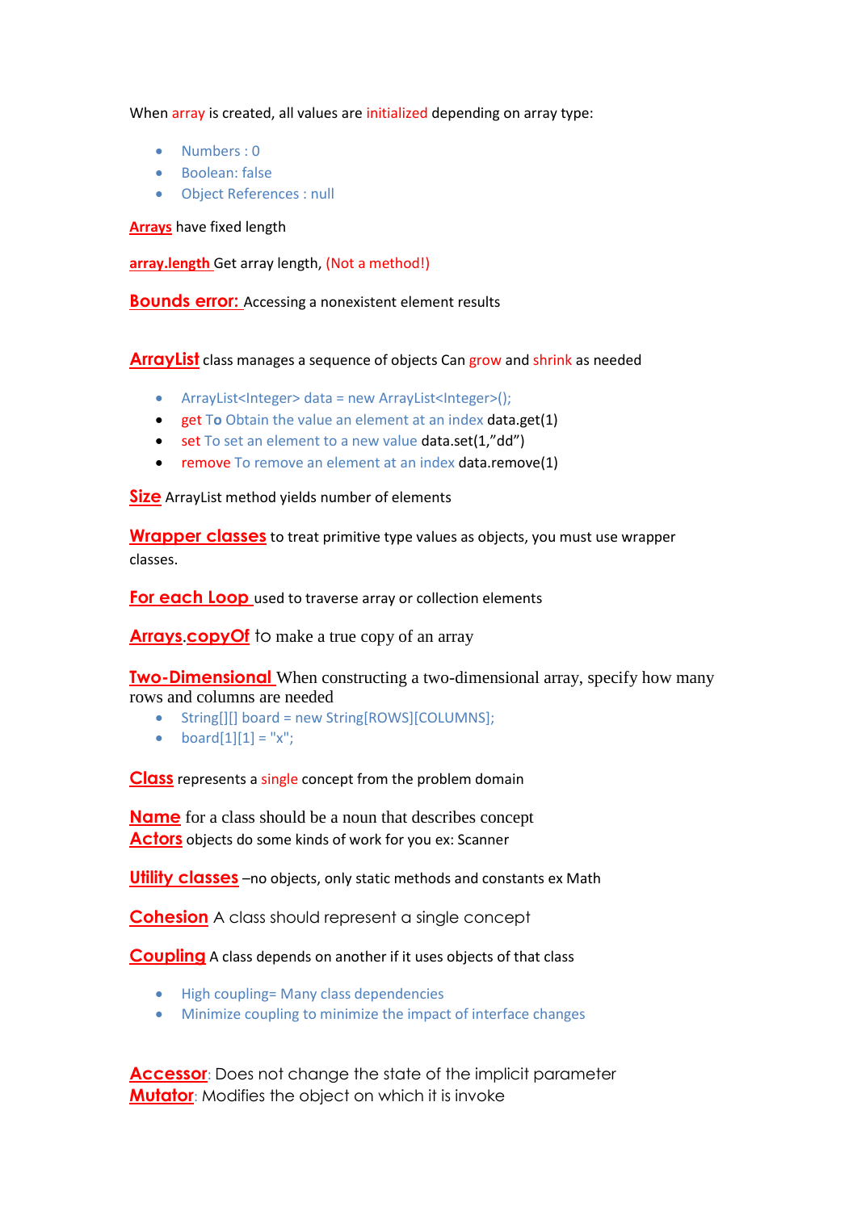When array is created, all values are initialized depending on array type:

- Numbers : 0
- Boolean: false
- Object References : null

**Arrays** have fixed length

**array.length** Get array length, (Not a method!)

**Bounds error:** Accessing a nonexistent element results

**ArrayList** class manages a sequence of objects Can grow and shrink as needed

- ArrayList<Integer> data = new ArrayList<Integer>();
- get To Obtain the value an element at an index data.get(1)
- set To set an element to a new value data.set(1,"dd")
- remove To remove an element at an index data.remove(1)

**Size** ArrayList method yields number of elements

**Wrapper classes** to treat primitive type values as objects, you must use wrapper classes.

**For each Loop** used to traverse array or collection elements

**Arrays.copyOf** to make a true copy of an array

**Two-Dimensional** When constructing a two-dimensional array, specify how many rows and columns are needed

- String[][] board = new String[ROWS][COLUMNS];
- board[1][1] = "x";

**Class** represents a single concept from the problem domain

**Name** for a class should be a noun that describes concept

**Actors** objects do some kinds of work for you ex: Scanner

**Utility classes** –no objects, only static methods and constants ex Math

**Cohesion** A class should represent a single concept

**Coupling** A class depends on another if it uses objects of that class

- High coupling= Many class dependencies
- Minimize coupling to minimize the impact of interface changes

**Accessor**: Does not change the state of the implicit parameter

**Mutator**: Modifies the object on which it is invoke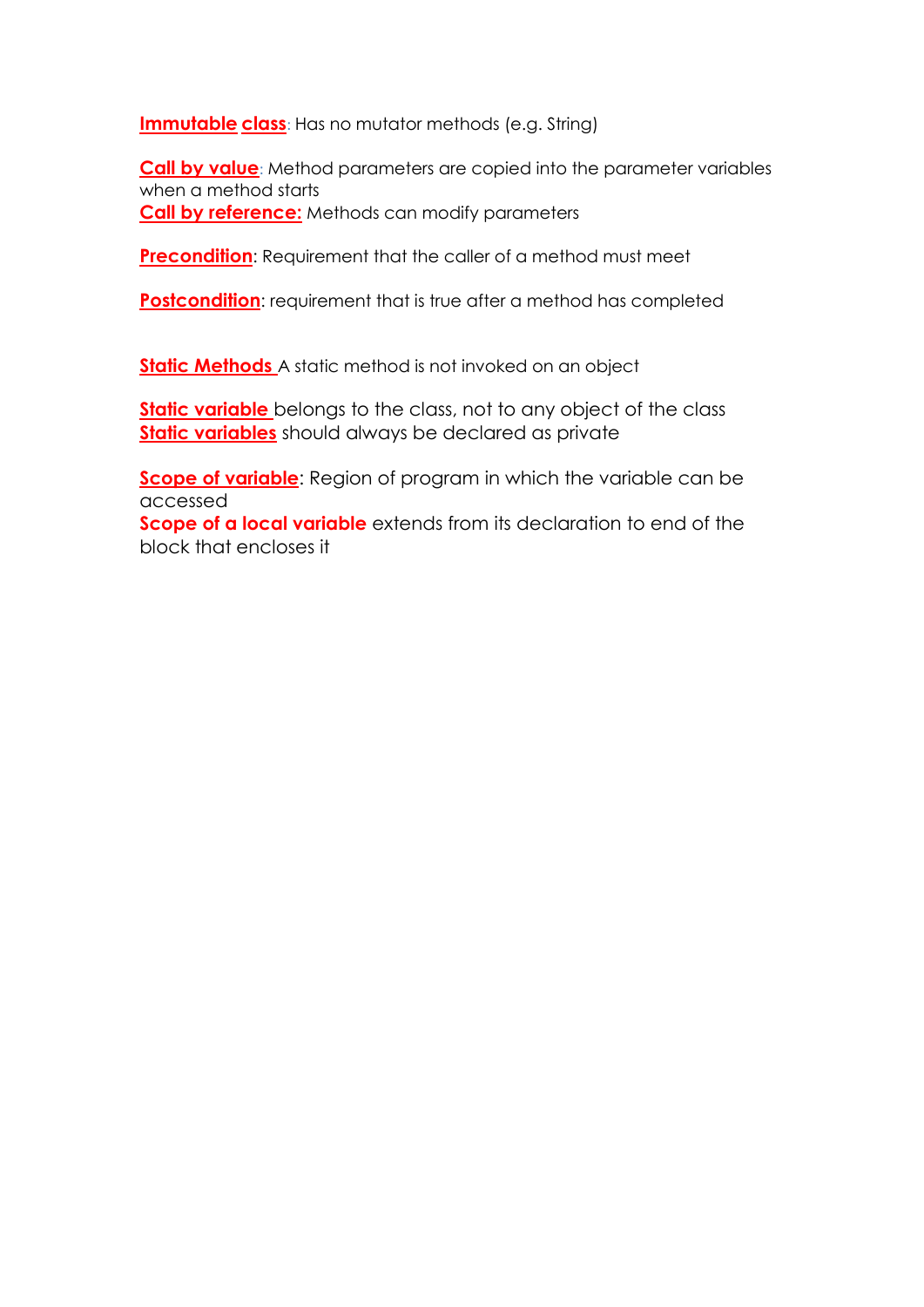**Immutable class**: Has no mutator methods (e.g. String)

**Call by value**: Method parameters are copied into the parameter variables when a method starts
**Call by reference:** Methods can modify parameters

**Precondition**: Requirement that the caller of a method must meet

**Postcondition**: requirement that is true after a method has completed

**Static Methods** A static method is not invoked on an object

**Static variable** belongs to the class, not to any object of the class
**Static variables** should always be declared as private

**Scope of variable**: Region of program in which the variable can be accessed
**Scope of a local variable** extends from its declaration to end of the block that encloses it